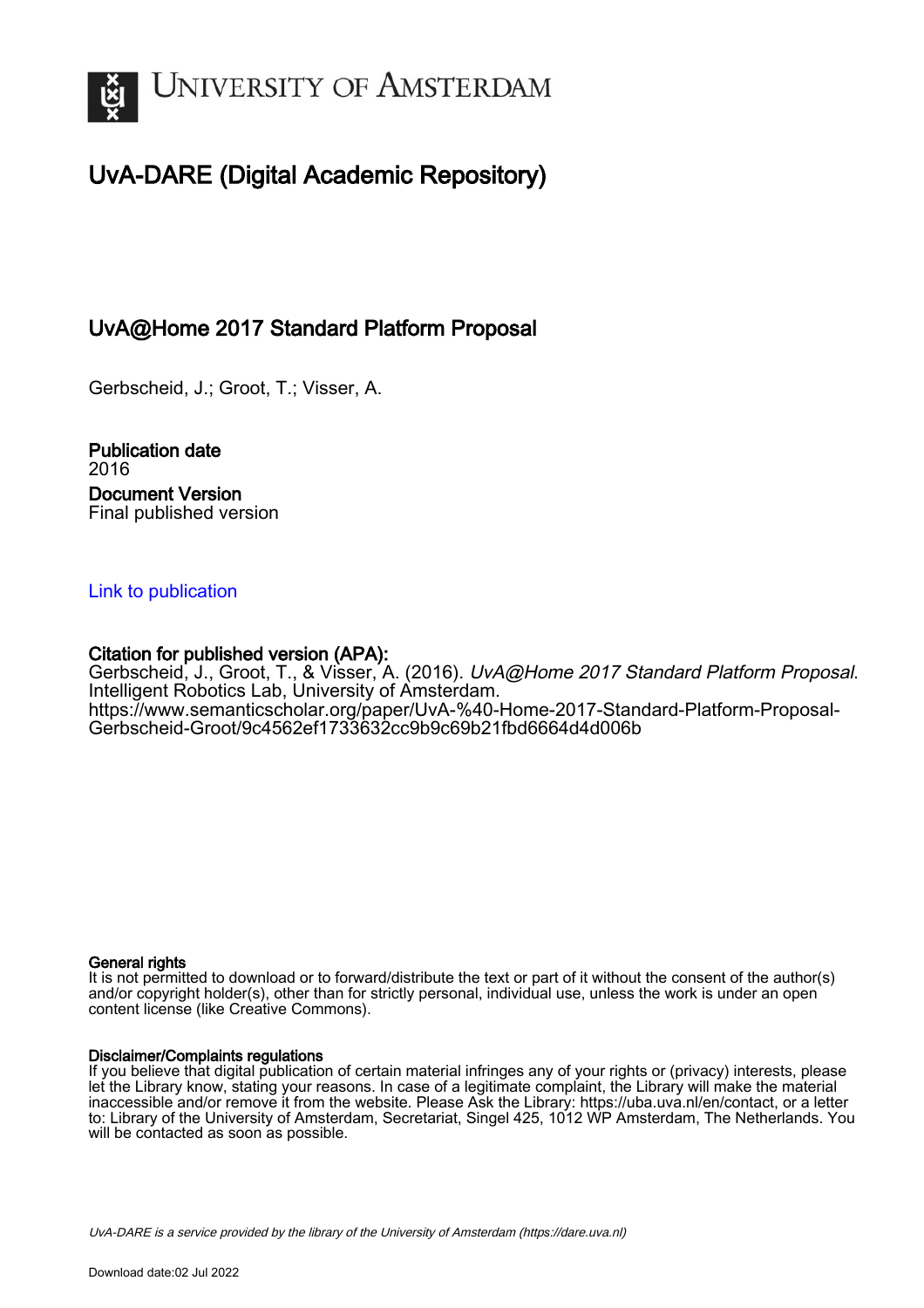# UvA-DARE (Digital Academic Repository)

## UvA@Home 2017 Standard Platform Proposal

Gerbscheid, J.; Groot, T.; Visser, A.

**Publication date**
2016

**Document Version**
Final published version

[Link to publication]

**Citation for published version (APA):**
Gerbscheid, J., Groot, T., & Visser, A. (2016). *UvA@Home 2017 Standard Platform Proposal*. Intelligent Robotics Lab, University of Amsterdam.
https://www.semanticscholar.org/paper/UvA-%40-Home-2017-Standard-Platform-Proposal-Gerbscheid-Groot/9c4562ef1733632cc9b9c69b21fbd6664d4d006b

**General rights**
It is not permitted to download or to forward/distribute the text or part of it without the consent of the author(s) and/or copyright holder(s), other than for strictly personal, individual use, unless the work is under an open content license (like Creative Commons).

**Disclaimer/Complaints regulations**
If you believe that digital publication of certain material infringes any of your rights or (privacy) interests, please let the Library know, stating your reasons. In case of a legitimate complaint, the Library will make the material inaccessible and/or remove it from the website. Please Ask the Library: https://uba.uva.nl/en/contact, or a letter to: Library of the University of Amsterdam, Secretariat, Singel 425, 1012 WP Amsterdam, The Netherlands. You will be contacted as soon as possible.

*UvA-DARE is a service provided by the library of the University of Amsterdam (https://dare.uva.nl)*

Download date:02 Jul 2022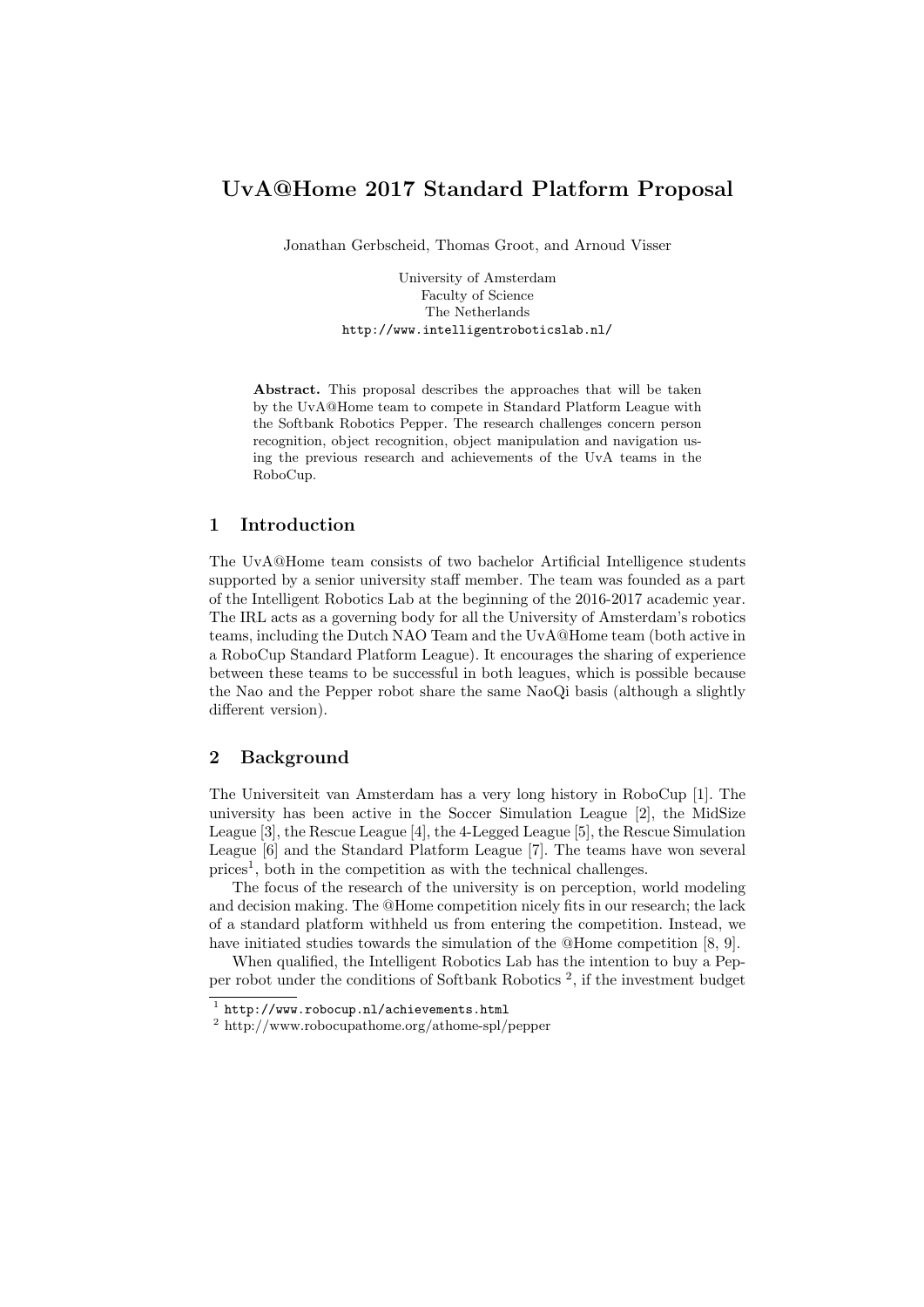# UvA@Home 2017 Standard Platform Proposal

Jonathan Gerbscheid, Thomas Groot, and Arnoud Visser

University of Amsterdam
Faculty of Science
The Netherlands
http://www.intelligentroboticslab.nl/

**Abstract.** This proposal describes the approaches that will be taken by the UvA@Home team to compete in Standard Platform League with the Softbank Robotics Pepper. The research challenges concern person recognition, object recognition, object manipulation and navigation using the previous research and achievements of the UvA teams in the RoboCup.

## 1 Introduction

The UvA@Home team consists of two bachelor Artificial Intelligence students supported by a senior university staff member. The team was founded as a part of the Intelligent Robotics Lab at the beginning of the 2016-2017 academic year. The IRL acts as a governing body for all the University of Amsterdam's robotics teams, including the Dutch NAO Team and the UvA@Home team (both active in a RoboCup Standard Platform League). It encourages the sharing of experience between these teams to be successful in both leagues, which is possible because the Nao and the Pepper robot share the same NaoQi basis (although a slightly different version).

## 2 Background

The Universiteit van Amsterdam has a very long history in RoboCup [1]. The university has been active in the Soccer Simulation League [2], the MidSize League [3], the Rescue League [4], the 4-Legged League [5], the Rescue Simulation League [6] and the Standard Platform League [7]. The teams have won several prices[1], both in the competition as with the technical challenges.

The focus of the research of the university is on perception, world modeling and decision making. The @Home competition nicely fits in our research; the lack of a standard platform withheld us from entering the competition. Instead, we have initiated studies towards the simulation of the @Home competition [8, 9].

When qualified, the Intelligent Robotics Lab has the intention to buy a Pepper robot under the conditions of Softbank Robotics [2], if the investment budget

[1] http://www.robocup.nl/achievements.html

[2] http://www.robocupathome.org/athome-spl/pepper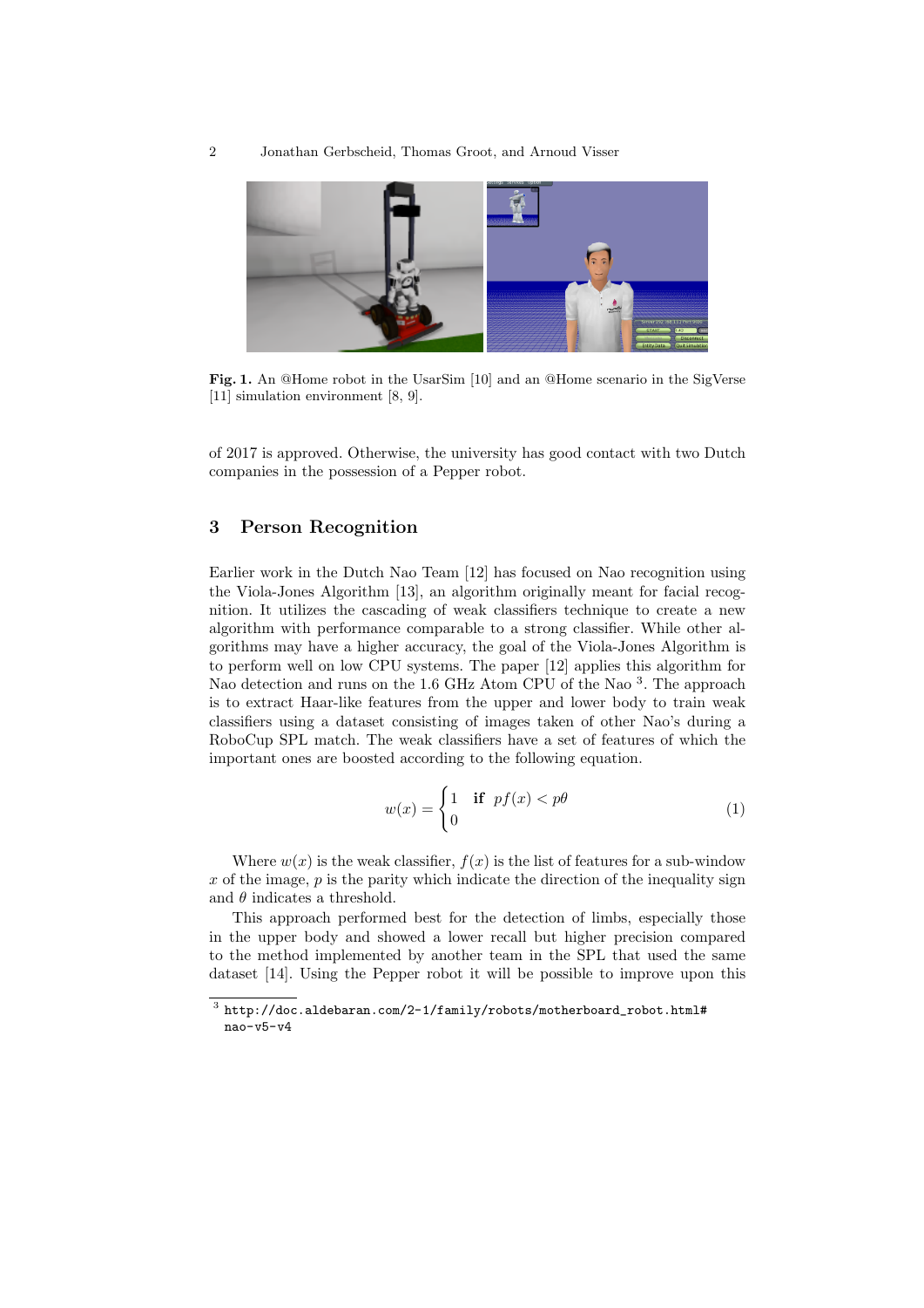Fig. 1. An @Home robot in the UsarSim [10] and an @Home scenario in the SigVerse [11] simulation environment [8, 9].

of 2017 is approved. Otherwise, the university has good contact with two Dutch companies in the possession of a Pepper robot.

## 3 Person Recognition

Earlier work in the Dutch Nao Team [12] has focused on Nao recognition using the Viola-Jones Algorithm [13], an algorithm originally meant for facial recognition. It utilizes the cascading of weak classifiers technique to create a new algorithm with performance comparable to a strong classifier. While other algorithms may have a higher accuracy, the goal of the Viola-Jones Algorithm is to perform well on low CPU systems. The paper [12] applies this algorithm for Nao detection and runs on the 1.6 GHz Atom CPU of the Nao [3]. The approach is to extract Haar-like features from the upper and lower body to train weak classifiers using a dataset consisting of images taken of other Nao's during a RoboCup SPL match. The weak classifiers have a set of features of which the important ones are boosted according to the following equation.

$$w(x) = \begin{cases} 1 & \textbf{if} \;\; pf(x) < p\theta \\ 0 \end{cases} \tag{1}$$

Where $w(x)$ is the weak classifier, $f(x)$ is the list of features for a sub-window $x$ of the image, $p$ is the parity which indicate the direction of the inequality sign and $\theta$ indicates a threshold.

This approach performed best for the detection of limbs, especially those in the upper body and showed a lower recall but higher precision compared to the method implemented by another team in the SPL that used the same dataset [14]. Using the Pepper robot it will be possible to improve upon this

[3] http://doc.aldebaran.com/2-1/family/robots/motherboard_robot.html#nao-v5-v4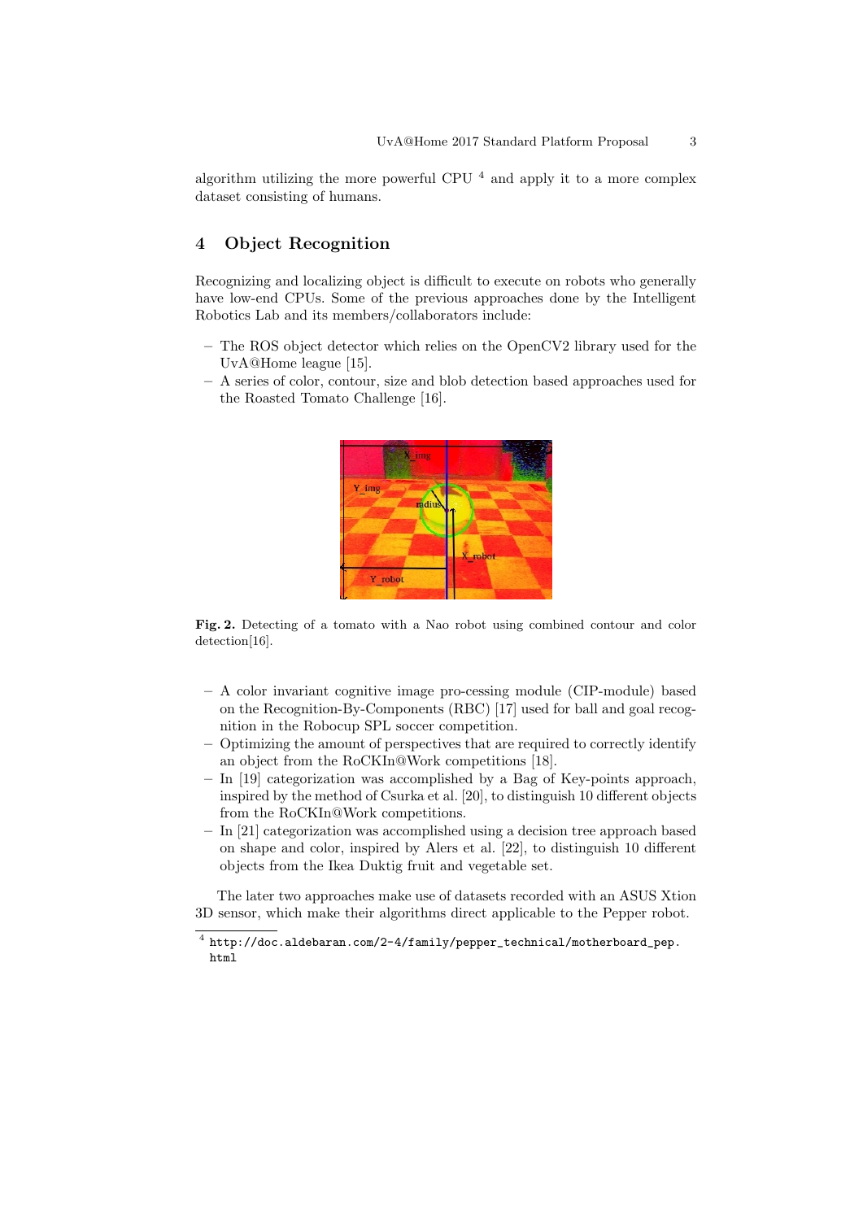algorithm utilizing the more powerful CPU [4] and apply it to a more complex dataset consisting of humans.

## 4 Object Recognition

Recognizing and localizing object is difficult to execute on robots who generally have low-end CPUs. Some of the previous approaches done by the Intelligent Robotics Lab and its members/collaborators include:

- The ROS object detector which relies on the OpenCV2 library used for the UvA@Home league [15].
- A series of color, contour, size and blob detection based approaches used for the Roasted Tomato Challenge [16].

**Fig. 2.** Detecting of a tomato with a Nao robot using combined contour and color detection[16].

- A color invariant cognitive image pro-cessing module (CIP-module) based on the Recognition-By-Components (RBC) [17] used for ball and goal recognition in the Robocup SPL soccer competition.
- Optimizing the amount of perspectives that are required to correctly identify an object from the RoCKIn@Work competitions [18].
- In [19] categorization was accomplished by a Bag of Key-points approach, inspired by the method of Csurka et al. [20], to distinguish 10 different objects from the RoCKIn@Work competitions.
- In [21] categorization was accomplished using a decision tree approach based on shape and color, inspired by Alers et al. [22], to distinguish 10 different objects from the Ikea Duktig fruit and vegetable set.

The later two approaches make use of datasets recorded with an ASUS Xtion 3D sensor, which make their algorithms direct applicable to the Pepper robot.

[4] `http://doc.aldebaran.com/2-4/family/pepper_technical/motherboard_pep.html`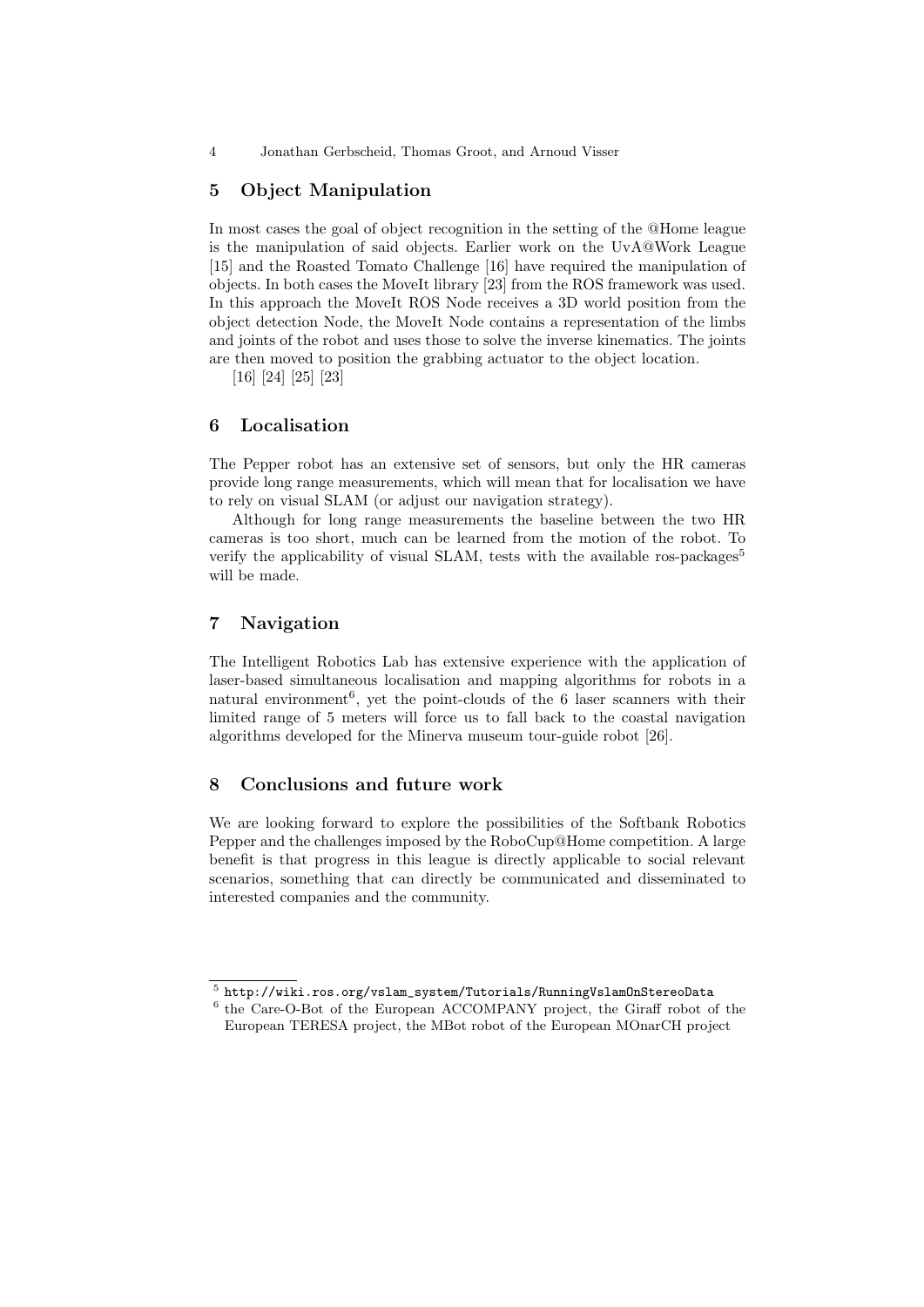## 5 Object Manipulation

In most cases the goal of object recognition in the setting of the @Home league is the manipulation of said objects. Earlier work on the UvA@Work League [15] and the Roasted Tomato Challenge [16] have required the manipulation of objects. In both cases the MoveIt library [23] from the ROS framework was used. In this approach the MoveIt ROS Node receives a 3D world position from the object detection Node, the MoveIt Node contains a representation of the limbs and joints of the robot and uses those to solve the inverse kinematics. The joints are then moved to position the grabbing actuator to the object location.

[16] [24] [25] [23]

## 6 Localisation

The Pepper robot has an extensive set of sensors, but only the HR cameras provide long range measurements, which will mean that for localisation we have to rely on visual SLAM (or adjust our navigation strategy).

Although for long range measurements the baseline between the two HR cameras is too short, much can be learned from the motion of the robot. To verify the applicability of visual SLAM, tests with the available ros-packages[5] will be made.

## 7 Navigation

The Intelligent Robotics Lab has extensive experience with the application of laser-based simultaneous localisation and mapping algorithms for robots in a natural environment[6], yet the point-clouds of the 6 laser scanners with their limited range of 5 meters will force us to fall back to the coastal navigation algorithms developed for the Minerva museum tour-guide robot [26].

## 8 Conclusions and future work

We are looking forward to explore the possibilities of the Softbank Robotics Pepper and the challenges imposed by the RoboCup@Home competition. A large benefit is that progress in this league is directly applicable to social relevant scenarios, something that can directly be communicated and disseminated to interested companies and the community.

---

[5] `http://wiki.ros.org/vslam_system/Tutorials/RunningVslamOnStereoData`

[6] the Care-O-Bot of the European ACCOMPANY project, the Giraff robot of the European TERESA project, the MBot robot of the European MOnarCH project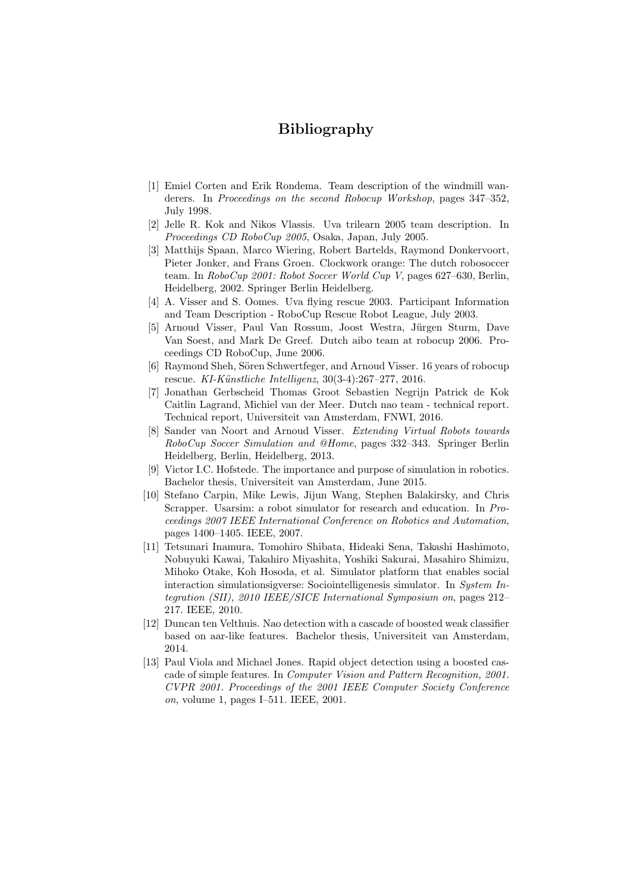# Bibliography

[1] Emiel Corten and Erik Rondema. Team description of the windmill wanderers. In *Proceedings on the second Robocup Workshop*, pages 347–352, July 1998.

[2] Jelle R. Kok and Nikos Vlassis. Uva trilearn 2005 team description. In *Proceedings CD RoboCup 2005*, Osaka, Japan, July 2005.

[3] Matthijs Spaan, Marco Wiering, Robert Bartelds, Raymond Donkervoort, Pieter Jonker, and Frans Groen. Clockwork orange: The dutch robosoccer team. In *RoboCup 2001: Robot Soccer World Cup V*, pages 627–630, Berlin, Heidelberg, 2002. Springer Berlin Heidelberg.

[4] A. Visser and S. Oomes. Uva flying rescue 2003. Participant Information and Team Description - RoboCup Rescue Robot League, July 2003.

[5] Arnoud Visser, Paul Van Rossum, Joost Westra, Jürgen Sturm, Dave Van Soest, and Mark De Greef. Dutch aibo team at robocup 2006. Proceedings CD RoboCup, June 2006.

[6] Raymond Sheh, Sören Schwertfeger, and Arnoud Visser. 16 years of robocup rescue. *KI-Künstliche Intelligenz*, 30(3-4):267–277, 2016.

[7] Jonathan Gerbscheid Thomas Groot Sebastien Negrijn Patrick de Kok Caitlin Lagrand, Michiel van der Meer. Dutch nao team - technical report. Technical report, Universiteit van Amsterdam, FNWI, 2016.

[8] Sander van Noort and Arnoud Visser. *Extending Virtual Robots towards RoboCup Soccer Simulation and @Home*, pages 332–343. Springer Berlin Heidelberg, Berlin, Heidelberg, 2013.

[9] Victor I.C. Hofstede. The importance and purpose of simulation in robotics. Bachelor thesis, Universiteit van Amsterdam, June 2015.

[10] Stefano Carpin, Mike Lewis, Jijun Wang, Stephen Balakirsky, and Chris Scrapper. Usarsim: a robot simulator for research and education. In *Proceedings 2007 IEEE International Conference on Robotics and Automation*, pages 1400–1405. IEEE, 2007.

[11] Tetsunari Inamura, Tomohiro Shibata, Hideaki Sena, Takashi Hashimoto, Nobuyuki Kawai, Takahiro Miyashita, Yoshiki Sakurai, Masahiro Shimizu, Mihoko Otake, Koh Hosoda, et al. Simulator platform that enables social interaction simulationsigverse: Sociointelligenesis simulator. In *System Integration (SII), 2010 IEEE/SICE International Symposium on*, pages 212–217. IEEE, 2010.

[12] Duncan ten Velthuis. Nao detection with a cascade of boosted weak classifier based on aar-like features. Bachelor thesis, Universiteit van Amsterdam, 2014.

[13] Paul Viola and Michael Jones. Rapid object detection using a boosted cascade of simple features. In *Computer Vision and Pattern Recognition, 2001. CVPR 2001. Proceedings of the 2001 IEEE Computer Society Conference on*, volume 1, pages I–511. IEEE, 2001.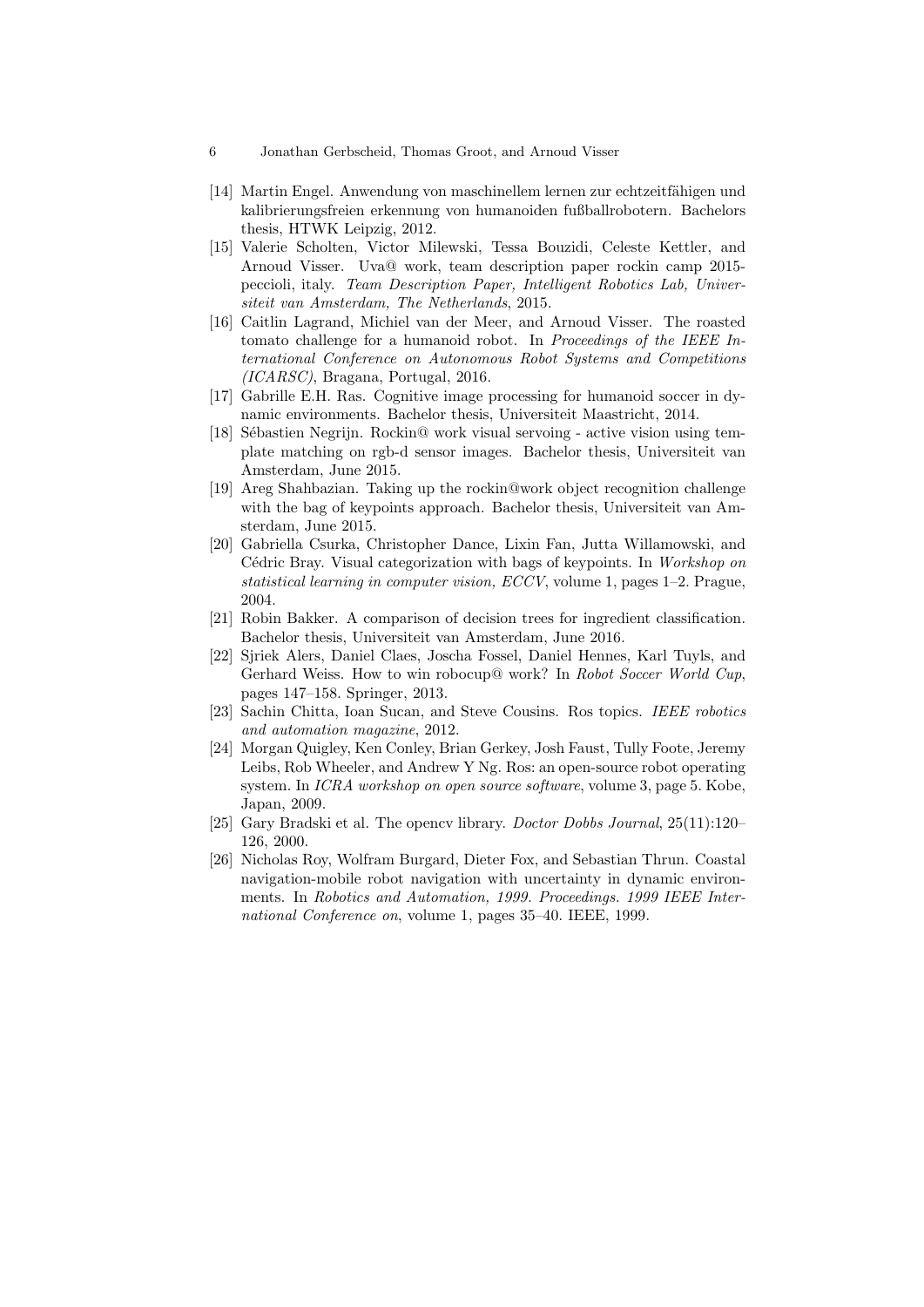[14] Martin Engel. Anwendung von maschinellem lernen zur echtzeitfähigen und kalibrierungsfreien erkennung von humanoiden fußballrobotern. Bachelors thesis, HTWK Leipzig, 2012.

[15] Valerie Scholten, Victor Milewski, Tessa Bouzidi, Celeste Kettler, and Arnoud Visser. Uva@ work, team description paper rockin camp 2015-peccioli, italy. *Team Description Paper, Intelligent Robotics Lab, Universiteit van Amsterdam, The Netherlands*, 2015.

[16] Caitlin Lagrand, Michiel van der Meer, and Arnoud Visser. The roasted tomato challenge for a humanoid robot. In *Proceedings of the IEEE International Conference on Autonomous Robot Systems and Competitions (ICARSC)*, Bragana, Portugal, 2016.

[17] Gabrille E.H. Ras. Cognitive image processing for humanoid soccer in dynamic environments. Bachelor thesis, Universiteit Maastricht, 2014.

[18] Sébastien Negrijn. Rockin@ work visual servoing - active vision using template matching on rgb-d sensor images. Bachelor thesis, Universiteit van Amsterdam, June 2015.

[19] Areg Shahbazian. Taking up the rockin@work object recognition challenge with the bag of keypoints approach. Bachelor thesis, Universiteit van Amsterdam, June 2015.

[20] Gabriella Csurka, Christopher Dance, Lixin Fan, Jutta Willamowski, and Cédric Bray. Visual categorization with bags of keypoints. In *Workshop on statistical learning in computer vision, ECCV*, volume 1, pages 1–2. Prague, 2004.

[21] Robin Bakker. A comparison of decision trees for ingredient classification. Bachelor thesis, Universiteit van Amsterdam, June 2016.

[22] Sjriek Alers, Daniel Claes, Joscha Fossel, Daniel Hennes, Karl Tuyls, and Gerhard Weiss. How to win robocup@ work? In *Robot Soccer World Cup*, pages 147–158. Springer, 2013.

[23] Sachin Chitta, Ioan Sucan, and Steve Cousins. Ros topics. *IEEE robotics and automation magazine*, 2012.

[24] Morgan Quigley, Ken Conley, Brian Gerkey, Josh Faust, Tully Foote, Jeremy Leibs, Rob Wheeler, and Andrew Y Ng. Ros: an open-source robot operating system. In *ICRA workshop on open source software*, volume 3, page 5. Kobe, Japan, 2009.

[25] Gary Bradski et al. The opencv library. *Doctor Dobbs Journal*, 25(11):120–126, 2000.

[26] Nicholas Roy, Wolfram Burgard, Dieter Fox, and Sebastian Thrun. Coastal navigation-mobile robot navigation with uncertainty in dynamic environments. In *Robotics and Automation, 1999. Proceedings. 1999 IEEE International Conference on*, volume 1, pages 35–40. IEEE, 1999.